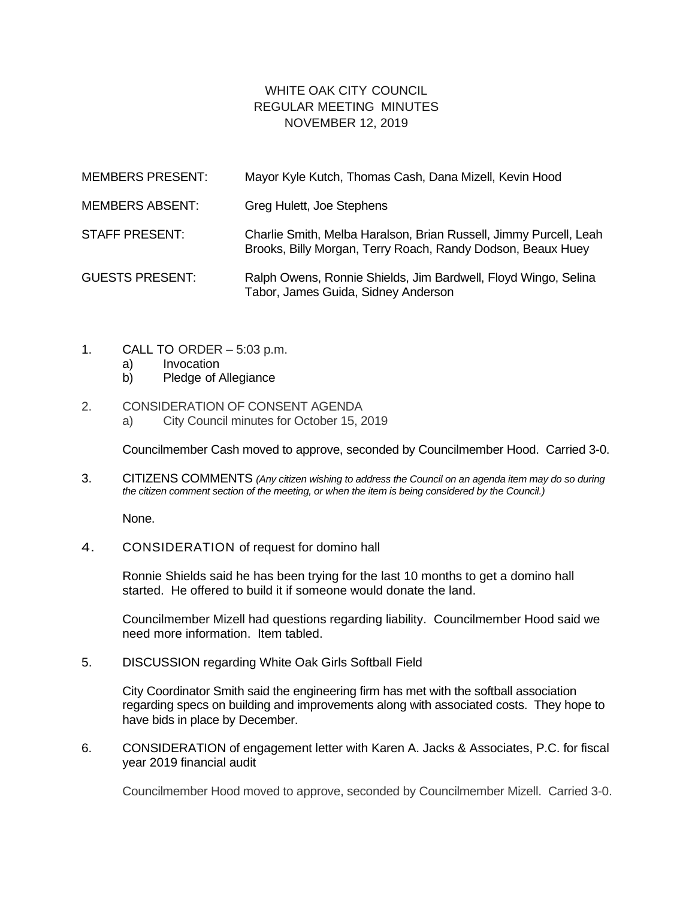# WHITE OAK CITY COUNCIL
## REGULAR MEETING MINUTES
## NOVEMBER 12, 2019

| | |
|---|---|
| MEMBERS PRESENT: | Mayor Kyle Kutch, Thomas Cash, Dana Mizell, Kevin Hood |
| MEMBERS ABSENT: | Greg Hulett, Joe Stephens |
| STAFF PRESENT: | Charlie Smith, Melba Haralson, Brian Russell, Jimmy Purcell, Leah Brooks, Billy Morgan, Terry Roach, Randy Dodson, Beaux Huey |
| GUESTS PRESENT: | Ralph Owens, Ronnie Shields, Jim Bardwell, Floyd Wingo, Selina Tabor, James Guida, Sidney Anderson |

1. CALL TO ORDER – 5:03 p.m.
   a) Invocation
   b) Pledge of Allegiance

2. CONSIDERATION OF CONSENT AGENDA
   a) City Council minutes for October 15, 2019

   Councilmember Cash moved to approve, seconded by Councilmember Hood. Carried 3-0.

3. CITIZENS COMMENTS *(Any citizen wishing to address the Council on an agenda item may do so during the citizen comment section of the meeting, or when the item is being considered by the Council.)*

   None.

4. CONSIDERATION of request for domino hall

   Ronnie Shields said he has been trying for the last 10 months to get a domino hall started. He offered to build it if someone would donate the land.

   Councilmember Mizell had questions regarding liability. Councilmember Hood said we need more information. Item tabled.

5. DISCUSSION regarding White Oak Girls Softball Field

   City Coordinator Smith said the engineering firm has met with the softball association regarding specs on building and improvements along with associated costs. They hope to have bids in place by December.

6. CONSIDERATION of engagement letter with Karen A. Jacks & Associates, P.C. for fiscal year 2019 financial audit

   Councilmember Hood moved to approve, seconded by Councilmember Mizell. Carried 3-0.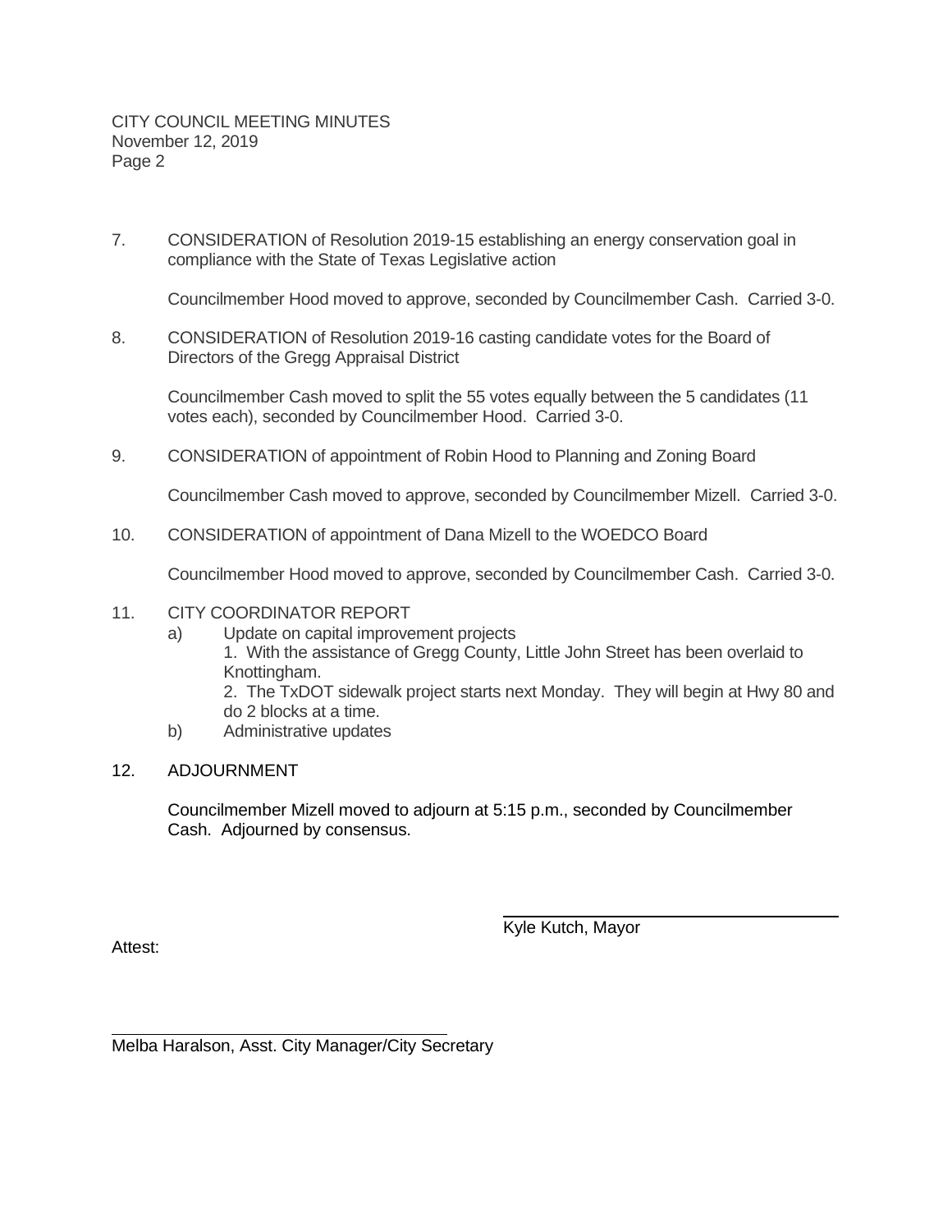7. CONSIDERATION of Resolution 2019-15 establishing an energy conservation goal in compliance with the State of Texas Legislative action

   Councilmember Hood moved to approve, seconded by Councilmember Cash. Carried 3-0.

8. CONSIDERATION of Resolution 2019-16 casting candidate votes for the Board of Directors of the Gregg Appraisal District

   Councilmember Cash moved to split the 55 votes equally between the 5 candidates (11 votes each), seconded by Councilmember Hood. Carried 3-0.

9. CONSIDERATION of appointment of Robin Hood to Planning and Zoning Board

   Councilmember Cash moved to approve, seconded by Councilmember Mizell. Carried 3-0.

10. CONSIDERATION of appointment of Dana Mizell to the WOEDCO Board

    Councilmember Hood moved to approve, seconded by Councilmember Cash. Carried 3-0.

11. CITY COORDINATOR REPORT
    a) Update on capital improvement projects
       1. With the assistance of Gregg County, Little John Street has been overlaid to Knottingham.
       2. The TxDOT sidewalk project starts next Monday. They will begin at Hwy 80 and do 2 blocks at a time.
    b) Administrative updates

12. ADJOURNMENT

    Councilmember Mizell moved to adjourn at 5:15 p.m., seconded by Councilmember Cash. Adjourned by consensus.

\_\_\_\_\_\_\_\_\_\_\_\_\_\_\_\_\_\_\_\_\_\_\_\_\_\_\_\_\_\_\_\_\_\_
Kyle Kutch, Mayor

Attest:

\_\_\_\_\_\_\_\_\_\_\_\_\_\_\_\_\_\_\_\_\_\_\_\_\_\_\_\_\_\_\_\_\_\_
Melba Haralson, Asst. City Manager/City Secretary